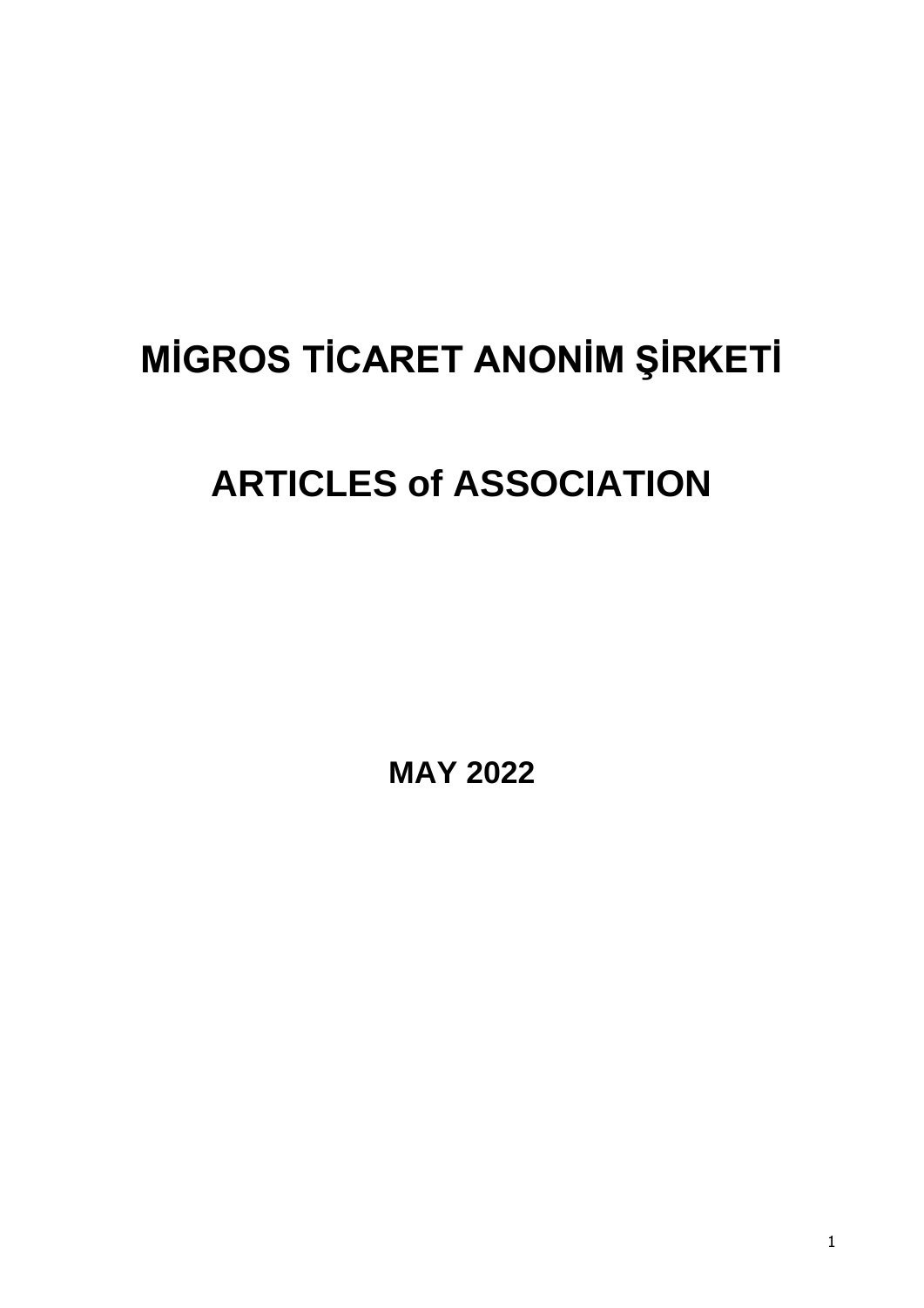# MİGROS TİCARET ANONİM ŞİRKETİ

# ARTICLES of ASSOCIATION

**MAY 2022**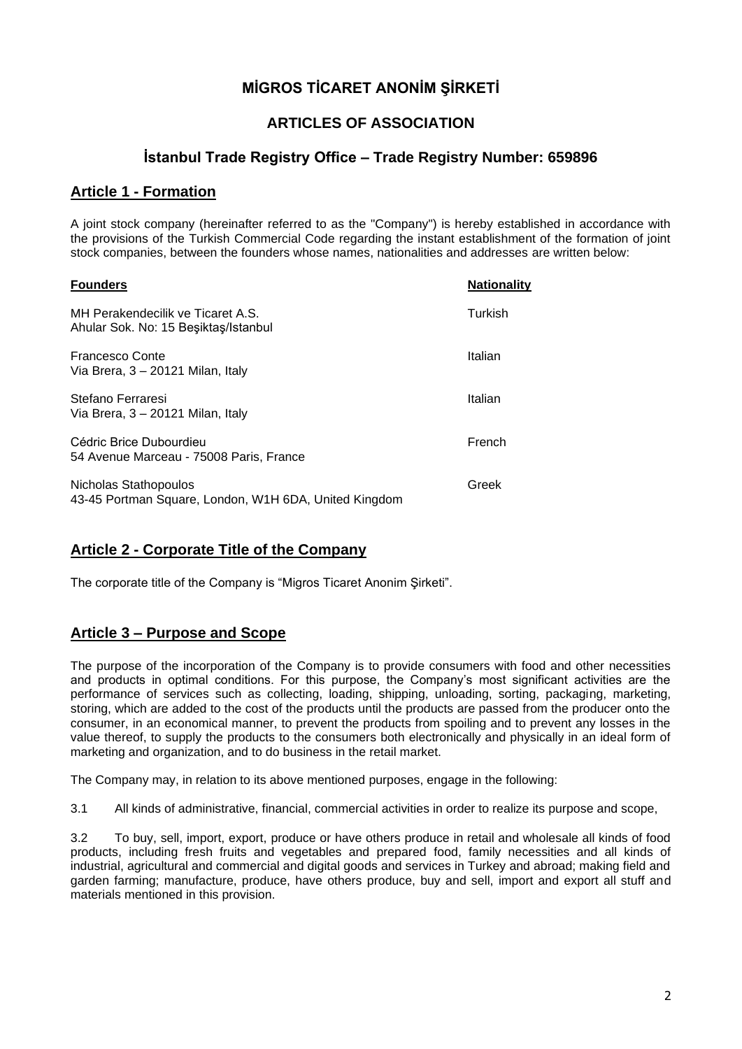# MİGROS TİCARET ANONİM ŞİRKETİ

## ARTICLES OF ASSOCIATION

## İstanbul Trade Registry Office – Trade Registry Number: 659896

## Article 1 - Formation

A joint stock company (hereinafter referred to as the "Company") is hereby established in accordance with the provisions of the Turkish Commercial Code regarding the instant establishment of the formation of joint stock companies, between the founders whose names, nationalities and addresses are written below:

| Founders | Nationality |
|---|---|
| MH Perakendecilik ve Ticaret A.S.<br>Ahular Sok. No: 15 Beşiktaş/Istanbul | Turkish |
| Francesco Conte<br>Via Brera, 3 – 20121 Milan, Italy | Italian |
| Stefano Ferraresi<br>Via Brera, 3 – 20121 Milan, Italy | Italian |
| Cédric Brice Dubourdieu<br>54 Avenue Marceau - 75008 Paris, France | French |
| Nicholas Stathopoulos<br>43-45 Portman Square, London, W1H 6DA, United Kingdom | Greek |

## Article 2 - Corporate Title of the Company

The corporate title of the Company is "Migros Ticaret Anonim Şirketi".

## Article 3 – Purpose and Scope

The purpose of the incorporation of the Company is to provide consumers with food and other necessities and products in optimal conditions. For this purpose, the Company's most significant activities are the performance of services such as collecting, loading, shipping, unloading, sorting, packaging, marketing, storing, which are added to the cost of the products until the products are passed from the producer onto the consumer, in an economical manner, to prevent the products from spoiling and to prevent any losses in the value thereof, to supply the products to the consumers both electronically and physically in an ideal form of marketing and organization, and to do business in the retail market.

The Company may, in relation to its above mentioned purposes, engage in the following:

3.1 All kinds of administrative, financial, commercial activities in order to realize its purpose and scope,

3.2 To buy, sell, import, export, produce or have others produce in retail and wholesale all kinds of food products, including fresh fruits and vegetables and prepared food, family necessities and all kinds of industrial, agricultural and commercial and digital goods and services in Turkey and abroad; making field and garden farming; manufacture, produce, have others produce, buy and sell, import and export all stuff and materials mentioned in this provision.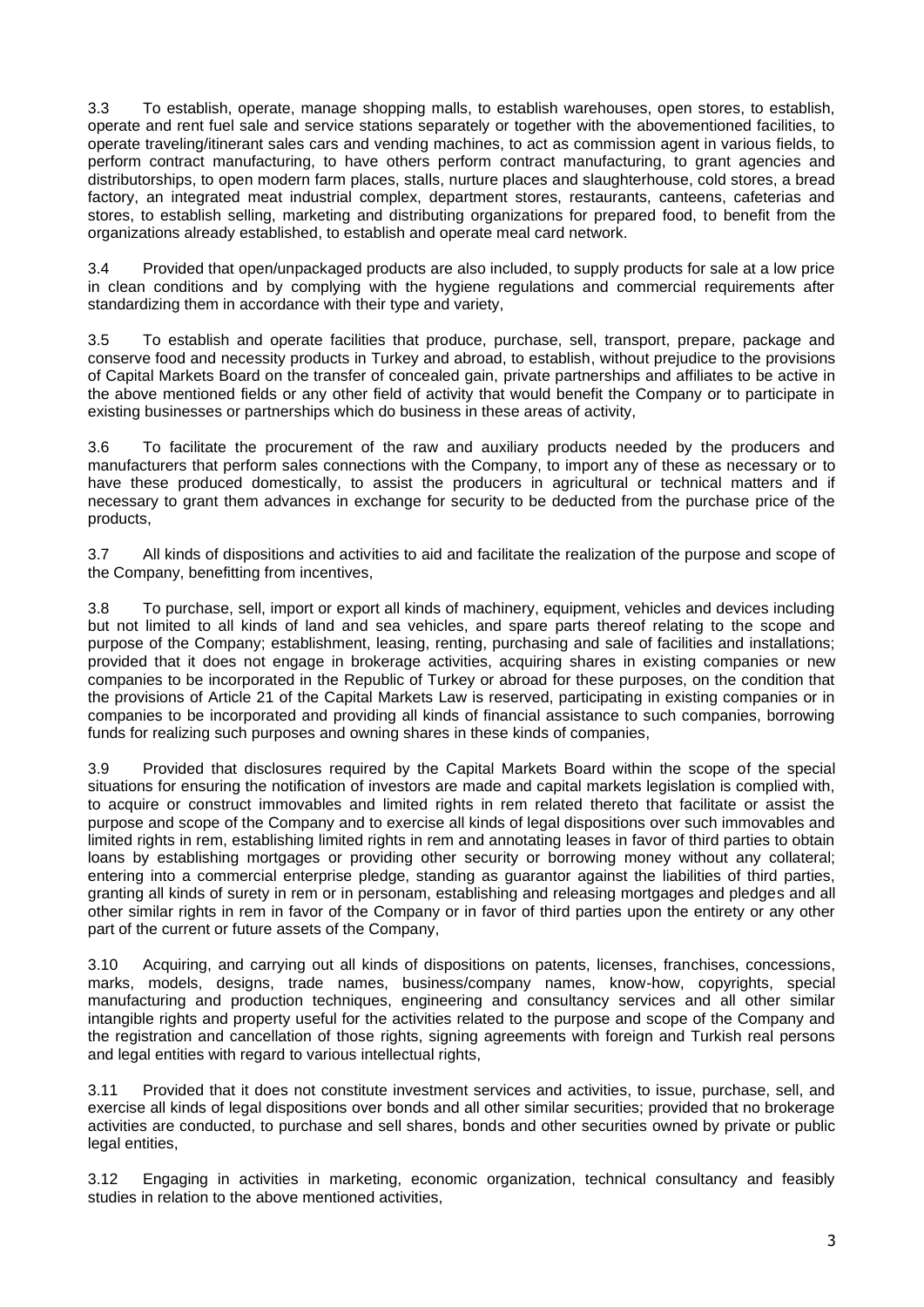3.3 To establish, operate, manage shopping malls, to establish warehouses, open stores, to establish, operate and rent fuel sale and service stations separately or together with the abovementioned facilities, to operate traveling/itinerant sales cars and vending machines, to act as commission agent in various fields, to perform contract manufacturing, to have others perform contract manufacturing, to grant agencies and distributorships, to open modern farm places, stalls, nurture places and slaughterhouse, cold stores, a bread factory, an integrated meat industrial complex, department stores, restaurants, canteens, cafeterias and stores, to establish selling, marketing and distributing organizations for prepared food, to benefit from the organizations already established, to establish and operate meal card network.

3.4 Provided that open/unpackaged products are also included, to supply products for sale at a low price in clean conditions and by complying with the hygiene regulations and commercial requirements after standardizing them in accordance with their type and variety,

3.5 To establish and operate facilities that produce, purchase, sell, transport, prepare, package and conserve food and necessity products in Turkey and abroad, to establish, without prejudice to the provisions of Capital Markets Board on the transfer of concealed gain, private partnerships and affiliates to be active in the above mentioned fields or any other field of activity that would benefit the Company or to participate in existing businesses or partnerships which do business in these areas of activity,

3.6 To facilitate the procurement of the raw and auxiliary products needed by the producers and manufacturers that perform sales connections with the Company, to import any of these as necessary or to have these produced domestically, to assist the producers in agricultural or technical matters and if necessary to grant them advances in exchange for security to be deducted from the purchase price of the products,

3.7 All kinds of dispositions and activities to aid and facilitate the realization of the purpose and scope of the Company, benefitting from incentives,

3.8 To purchase, sell, import or export all kinds of machinery, equipment, vehicles and devices including but not limited to all kinds of land and sea vehicles, and spare parts thereof relating to the scope and purpose of the Company; establishment, leasing, renting, purchasing and sale of facilities and installations; provided that it does not engage in brokerage activities, acquiring shares in existing companies or new companies to be incorporated in the Republic of Turkey or abroad for these purposes, on the condition that the provisions of Article 21 of the Capital Markets Law is reserved, participating in existing companies or in companies to be incorporated and providing all kinds of financial assistance to such companies, borrowing funds for realizing such purposes and owning shares in these kinds of companies,

3.9 Provided that disclosures required by the Capital Markets Board within the scope of the special situations for ensuring the notification of investors are made and capital markets legislation is complied with, to acquire or construct immovables and limited rights in rem related thereto that facilitate or assist the purpose and scope of the Company and to exercise all kinds of legal dispositions over such immovables and limited rights in rem, establishing limited rights in rem and annotating leases in favor of third parties to obtain loans by establishing mortgages or providing other security or borrowing money without any collateral; entering into a commercial enterprise pledge, standing as guarantor against the liabilities of third parties, granting all kinds of surety in rem or in personam, establishing and releasing mortgages and pledges and all other similar rights in rem in favor of the Company or in favor of third parties upon the entirety or any other part of the current or future assets of the Company,

3.10 Acquiring, and carrying out all kinds of dispositions on patents, licenses, franchises, concessions, marks, models, designs, trade names, business/company names, know-how, copyrights, special manufacturing and production techniques, engineering and consultancy services and all other similar intangible rights and property useful for the activities related to the purpose and scope of the Company and the registration and cancellation of those rights, signing agreements with foreign and Turkish real persons and legal entities with regard to various intellectual rights,

3.11 Provided that it does not constitute investment services and activities, to issue, purchase, sell, and exercise all kinds of legal dispositions over bonds and all other similar securities; provided that no brokerage activities are conducted, to purchase and sell shares, bonds and other securities owned by private or public legal entities,

3.12 Engaging in activities in marketing, economic organization, technical consultancy and feasibly studies in relation to the above mentioned activities,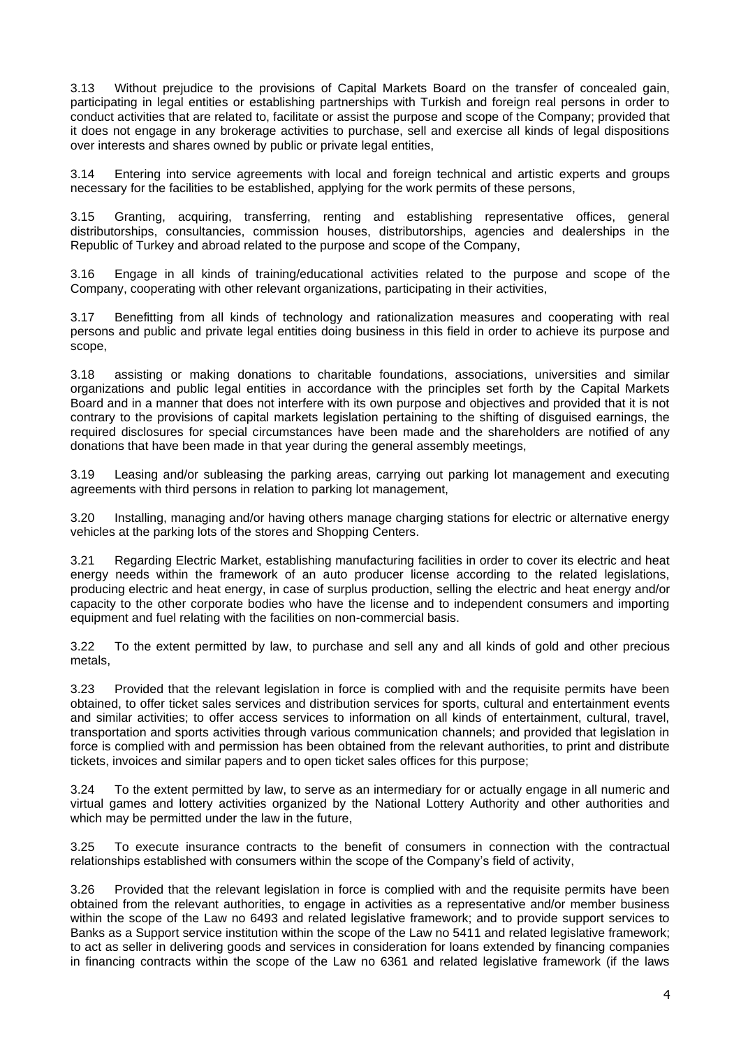3.13 Without prejudice to the provisions of Capital Markets Board on the transfer of concealed gain, participating in legal entities or establishing partnerships with Turkish and foreign real persons in order to conduct activities that are related to, facilitate or assist the purpose and scope of the Company; provided that it does not engage in any brokerage activities to purchase, sell and exercise all kinds of legal dispositions over interests and shares owned by public or private legal entities,

3.14 Entering into service agreements with local and foreign technical and artistic experts and groups necessary for the facilities to be established, applying for the work permits of these persons,

3.15 Granting, acquiring, transferring, renting and establishing representative offices, general distributorships, consultancies, commission houses, distributorships, agencies and dealerships in the Republic of Turkey and abroad related to the purpose and scope of the Company,

3.16 Engage in all kinds of training/educational activities related to the purpose and scope of the Company, cooperating with other relevant organizations, participating in their activities,

3.17 Benefitting from all kinds of technology and rationalization measures and cooperating with real persons and public and private legal entities doing business in this field in order to achieve its purpose and scope,

3.18 assisting or making donations to charitable foundations, associations, universities and similar organizations and public legal entities in accordance with the principles set forth by the Capital Markets Board and in a manner that does not interfere with its own purpose and objectives and provided that it is not contrary to the provisions of capital markets legislation pertaining to the shifting of disguised earnings, the required disclosures for special circumstances have been made and the shareholders are notified of any donations that have been made in that year during the general assembly meetings,

3.19 Leasing and/or subleasing the parking areas, carrying out parking lot management and executing agreements with third persons in relation to parking lot management,

3.20 Installing, managing and/or having others manage charging stations for electric or alternative energy vehicles at the parking lots of the stores and Shopping Centers.

3.21 Regarding Electric Market, establishing manufacturing facilities in order to cover its electric and heat energy needs within the framework of an auto producer license according to the related legislations, producing electric and heat energy, in case of surplus production, selling the electric and heat energy and/or capacity to the other corporate bodies who have the license and to independent consumers and importing equipment and fuel relating with the facilities on non-commercial basis.

3.22 To the extent permitted by law, to purchase and sell any and all kinds of gold and other precious metals,

3.23 Provided that the relevant legislation in force is complied with and the requisite permits have been obtained, to offer ticket sales services and distribution services for sports, cultural and entertainment events and similar activities; to offer access services to information on all kinds of entertainment, cultural, travel, transportation and sports activities through various communication channels; and provided that legislation in force is complied with and permission has been obtained from the relevant authorities, to print and distribute tickets, invoices and similar papers and to open ticket sales offices for this purpose;

3.24 To the extent permitted by law, to serve as an intermediary for or actually engage in all numeric and virtual games and lottery activities organized by the National Lottery Authority and other authorities and which may be permitted under the law in the future,

3.25 To execute insurance contracts to the benefit of consumers in connection with the contractual relationships established with consumers within the scope of the Company's field of activity,

3.26 Provided that the relevant legislation in force is complied with and the requisite permits have been obtained from the relevant authorities, to engage in activities as a representative and/or member business within the scope of the Law no 6493 and related legislative framework; and to provide support services to Banks as a Support service institution within the scope of the Law no 5411 and related legislative framework; to act as seller in delivering goods and services in consideration for loans extended by financing companies in financing contracts within the scope of the Law no 6361 and related legislative framework (if the laws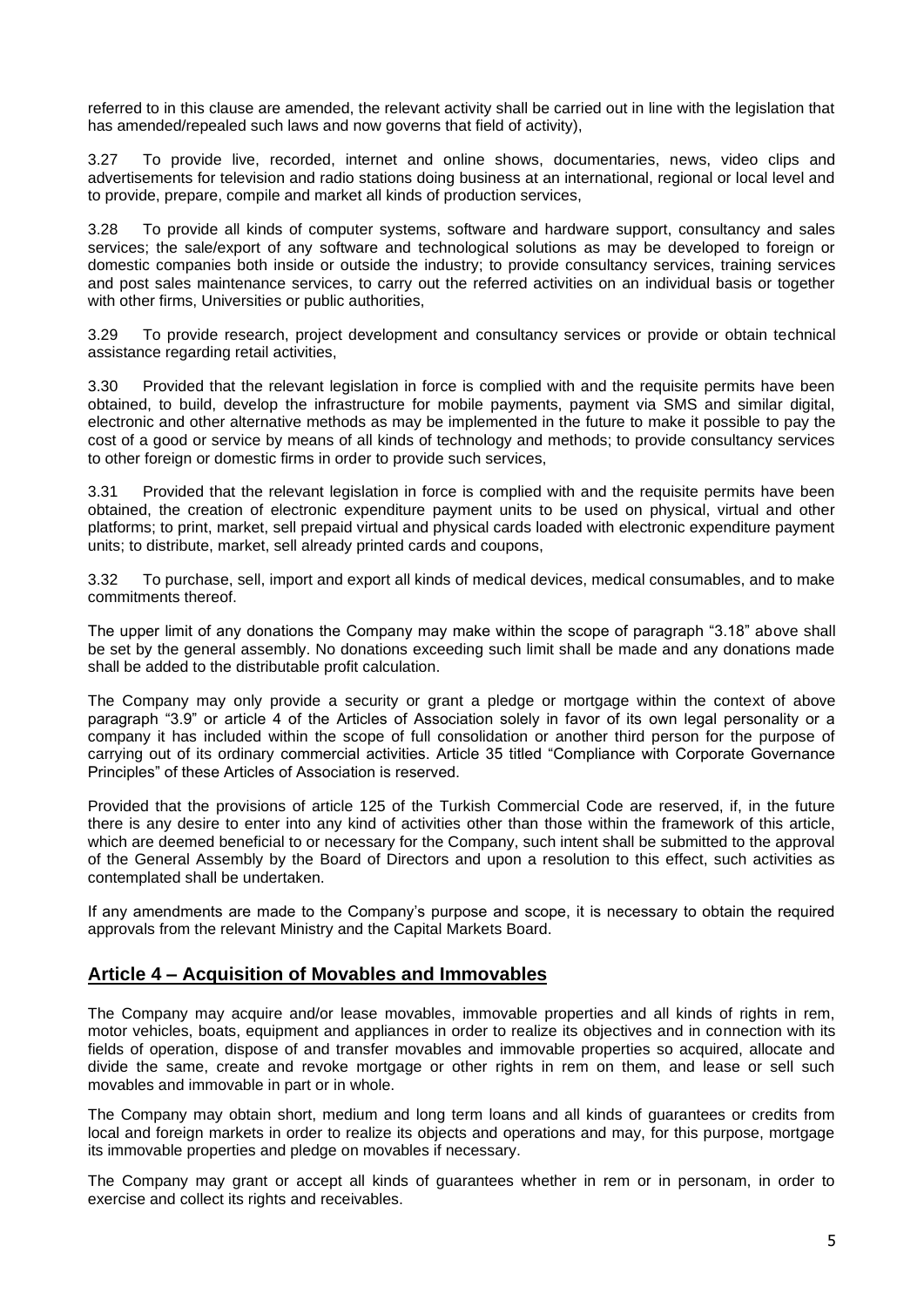referred to in this clause are amended, the relevant activity shall be carried out in line with the legislation that has amended/repealed such laws and now governs that field of activity),

3.27 To provide live, recorded, internet and online shows, documentaries, news, video clips and advertisements for television and radio stations doing business at an international, regional or local level and to provide, prepare, compile and market all kinds of production services,

3.28 To provide all kinds of computer systems, software and hardware support, consultancy and sales services; the sale/export of any software and technological solutions as may be developed to foreign or domestic companies both inside or outside the industry; to provide consultancy services, training services and post sales maintenance services, to carry out the referred activities on an individual basis or together with other firms, Universities or public authorities,

3.29 To provide research, project development and consultancy services or provide or obtain technical assistance regarding retail activities,

3.30 Provided that the relevant legislation in force is complied with and the requisite permits have been obtained, to build, develop the infrastructure for mobile payments, payment via SMS and similar digital, electronic and other alternative methods as may be implemented in the future to make it possible to pay the cost of a good or service by means of all kinds of technology and methods; to provide consultancy services to other foreign or domestic firms in order to provide such services,

3.31 Provided that the relevant legislation in force is complied with and the requisite permits have been obtained, the creation of electronic expenditure payment units to be used on physical, virtual and other platforms; to print, market, sell prepaid virtual and physical cards loaded with electronic expenditure payment units; to distribute, market, sell already printed cards and coupons,

3.32 To purchase, sell, import and export all kinds of medical devices, medical consumables, and to make commitments thereof.

The upper limit of any donations the Company may make within the scope of paragraph "3.18" above shall be set by the general assembly. No donations exceeding such limit shall be made and any donations made shall be added to the distributable profit calculation.

The Company may only provide a security or grant a pledge or mortgage within the context of above paragraph "3.9" or article 4 of the Articles of Association solely in favor of its own legal personality or a company it has included within the scope of full consolidation or another third person for the purpose of carrying out of its ordinary commercial activities. Article 35 titled "Compliance with Corporate Governance Principles" of these Articles of Association is reserved.

Provided that the provisions of article 125 of the Turkish Commercial Code are reserved, if, in the future there is any desire to enter into any kind of activities other than those within the framework of this article, which are deemed beneficial to or necessary for the Company, such intent shall be submitted to the approval of the General Assembly by the Board of Directors and upon a resolution to this effect, such activities as contemplated shall be undertaken.

If any amendments are made to the Company's purpose and scope, it is necessary to obtain the required approvals from the relevant Ministry and the Capital Markets Board.

## Article 4 – Acquisition of Movables and Immovables

The Company may acquire and/or lease movables, immovable properties and all kinds of rights in rem, motor vehicles, boats, equipment and appliances in order to realize its objectives and in connection with its fields of operation, dispose of and transfer movables and immovable properties so acquired, allocate and divide the same, create and revoke mortgage or other rights in rem on them, and lease or sell such movables and immovable in part or in whole.

The Company may obtain short, medium and long term loans and all kinds of guarantees or credits from local and foreign markets in order to realize its objects and operations and may, for this purpose, mortgage its immovable properties and pledge on movables if necessary.

The Company may grant or accept all kinds of guarantees whether in rem or in personam, in order to exercise and collect its rights and receivables.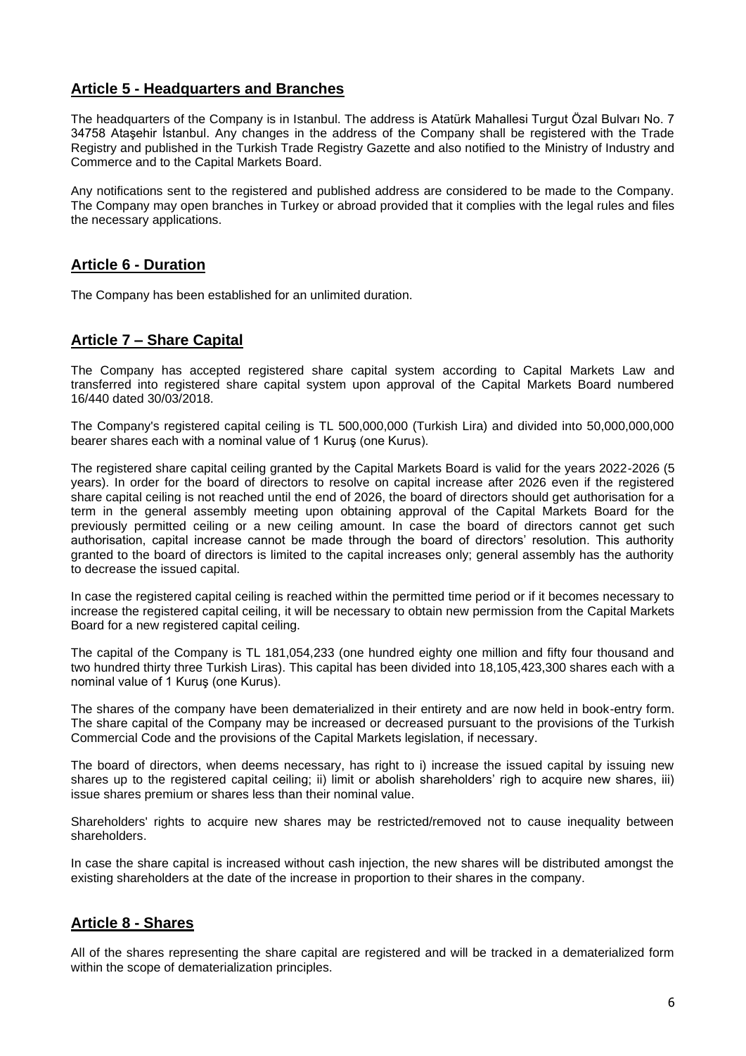## Article 5 - Headquarters and Branches

The headquarters of the Company is in Istanbul. The address is Atatürk Mahallesi Turgut Özal Bulvarı No. 7 34758 Ataşehir İstanbul. Any changes in the address of the Company shall be registered with the Trade Registry and published in the Turkish Trade Registry Gazette and also notified to the Ministry of Industry and Commerce and to the Capital Markets Board.

Any notifications sent to the registered and published address are considered to be made to the Company. The Company may open branches in Turkey or abroad provided that it complies with the legal rules and files the necessary applications.

## Article 6 - Duration

The Company has been established for an unlimited duration.

## Article 7 – Share Capital

The Company has accepted registered share capital system according to Capital Markets Law and transferred into registered share capital system upon approval of the Capital Markets Board numbered 16/440 dated 30/03/2018.

The Company's registered capital ceiling is TL 500,000,000 (Turkish Lira) and divided into 50,000,000,000 bearer shares each with a nominal value of 1 Kuruş (one Kurus).

The registered share capital ceiling granted by the Capital Markets Board is valid for the years 2022-2026 (5 years). In order for the board of directors to resolve on capital increase after 2026 even if the registered share capital ceiling is not reached until the end of 2026, the board of directors should get authorisation for a term in the general assembly meeting upon obtaining approval of the Capital Markets Board for the previously permitted ceiling or a new ceiling amount. In case the board of directors cannot get such authorisation, capital increase cannot be made through the board of directors' resolution. This authority granted to the board of directors is limited to the capital increases only; general assembly has the authority to decrease the issued capital.

In case the registered capital ceiling is reached within the permitted time period or if it becomes necessary to increase the registered capital ceiling, it will be necessary to obtain new permission from the Capital Markets Board for a new registered capital ceiling.

The capital of the Company is TL 181,054,233 (one hundred eighty one million and fifty four thousand and two hundred thirty three Turkish Liras). This capital has been divided into 18,105,423,300 shares each with a nominal value of 1 Kuruş (one Kurus).

The shares of the company have been dematerialized in their entirety and are now held in book-entry form. The share capital of the Company may be increased or decreased pursuant to the provisions of the Turkish Commercial Code and the provisions of the Capital Markets legislation, if necessary.

The board of directors, when deems necessary, has right to i) increase the issued capital by issuing new shares up to the registered capital ceiling; ii) limit or abolish shareholders' righ to acquire new shares, iii) issue shares premium or shares less than their nominal value.

Shareholders' rights to acquire new shares may be restricted/removed not to cause inequality between shareholders.

In case the share capital is increased without cash injection, the new shares will be distributed amongst the existing shareholders at the date of the increase in proportion to their shares in the company.

## Article 8 - Shares

All of the shares representing the share capital are registered and will be tracked in a dematerialized form within the scope of dematerialization principles.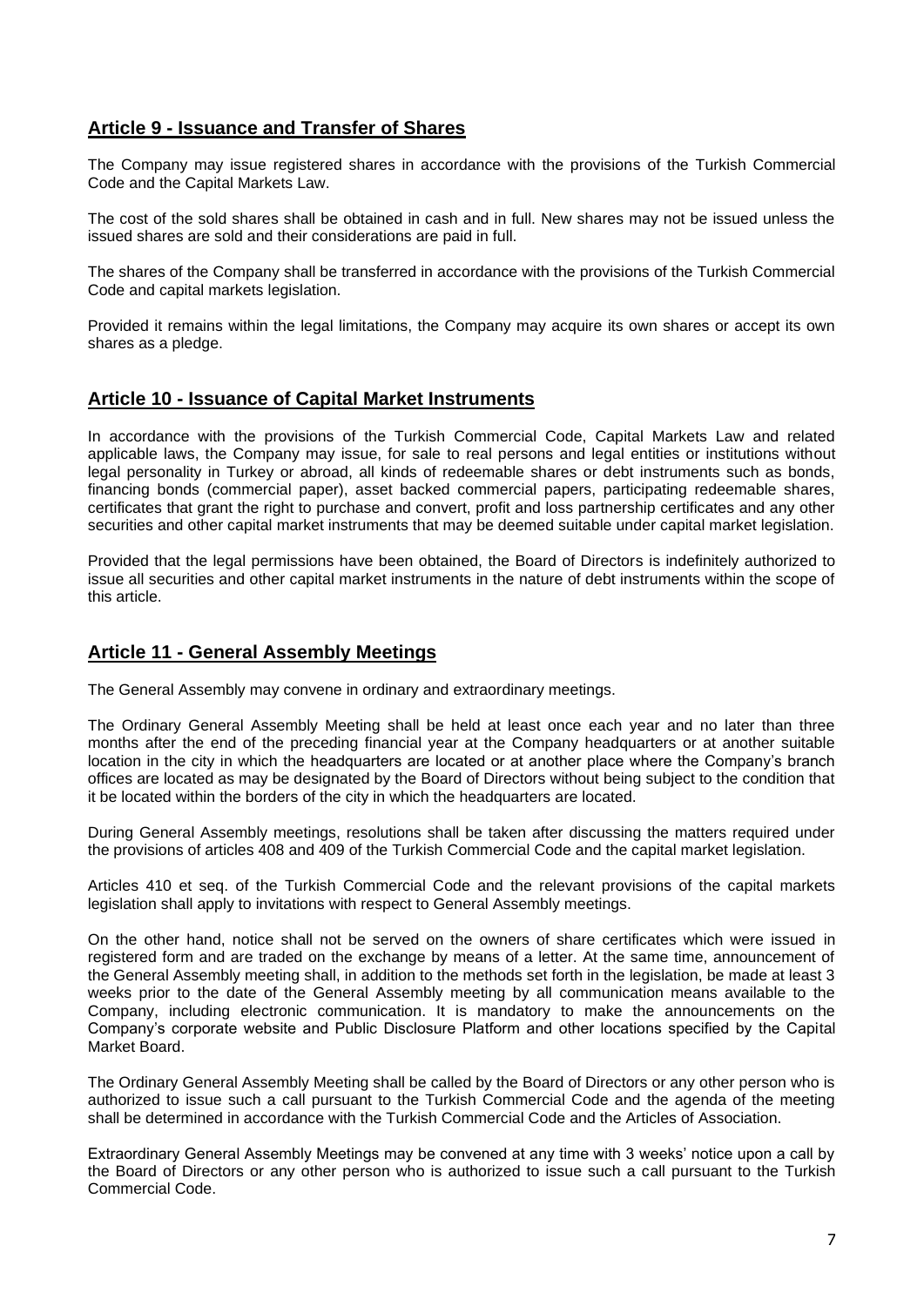## Article 9 - Issuance and Transfer of Shares

The Company may issue registered shares in accordance with the provisions of the Turkish Commercial Code and the Capital Markets Law.

The cost of the sold shares shall be obtained in cash and in full. New shares may not be issued unless the issued shares are sold and their considerations are paid in full.

The shares of the Company shall be transferred in accordance with the provisions of the Turkish Commercial Code and capital markets legislation.

Provided it remains within the legal limitations, the Company may acquire its own shares or accept its own shares as a pledge.

## Article 10 - Issuance of Capital Market Instruments

In accordance with the provisions of the Turkish Commercial Code, Capital Markets Law and related applicable laws, the Company may issue, for sale to real persons and legal entities or institutions without legal personality in Turkey or abroad, all kinds of redeemable shares or debt instruments such as bonds, financing bonds (commercial paper), asset backed commercial papers, participating redeemable shares, certificates that grant the right to purchase and convert, profit and loss partnership certificates and any other securities and other capital market instruments that may be deemed suitable under capital market legislation.

Provided that the legal permissions have been obtained, the Board of Directors is indefinitely authorized to issue all securities and other capital market instruments in the nature of debt instruments within the scope of this article.

## Article 11 - General Assembly Meetings

The General Assembly may convene in ordinary and extraordinary meetings.

The Ordinary General Assembly Meeting shall be held at least once each year and no later than three months after the end of the preceding financial year at the Company headquarters or at another suitable location in the city in which the headquarters are located or at another place where the Company's branch offices are located as may be designated by the Board of Directors without being subject to the condition that it be located within the borders of the city in which the headquarters are located.

During General Assembly meetings, resolutions shall be taken after discussing the matters required under the provisions of articles 408 and 409 of the Turkish Commercial Code and the capital market legislation.

Articles 410 et seq. of the Turkish Commercial Code and the relevant provisions of the capital markets legislation shall apply to invitations with respect to General Assembly meetings.

On the other hand, notice shall not be served on the owners of share certificates which were issued in registered form and are traded on the exchange by means of a letter. At the same time, announcement of the General Assembly meeting shall, in addition to the methods set forth in the legislation, be made at least 3 weeks prior to the date of the General Assembly meeting by all communication means available to the Company, including electronic communication. It is mandatory to make the announcements on the Company's corporate website and Public Disclosure Platform and other locations specified by the Capital Market Board.

The Ordinary General Assembly Meeting shall be called by the Board of Directors or any other person who is authorized to issue such a call pursuant to the Turkish Commercial Code and the agenda of the meeting shall be determined in accordance with the Turkish Commercial Code and the Articles of Association.

Extraordinary General Assembly Meetings may be convened at any time with 3 weeks' notice upon a call by the Board of Directors or any other person who is authorized to issue such a call pursuant to the Turkish Commercial Code.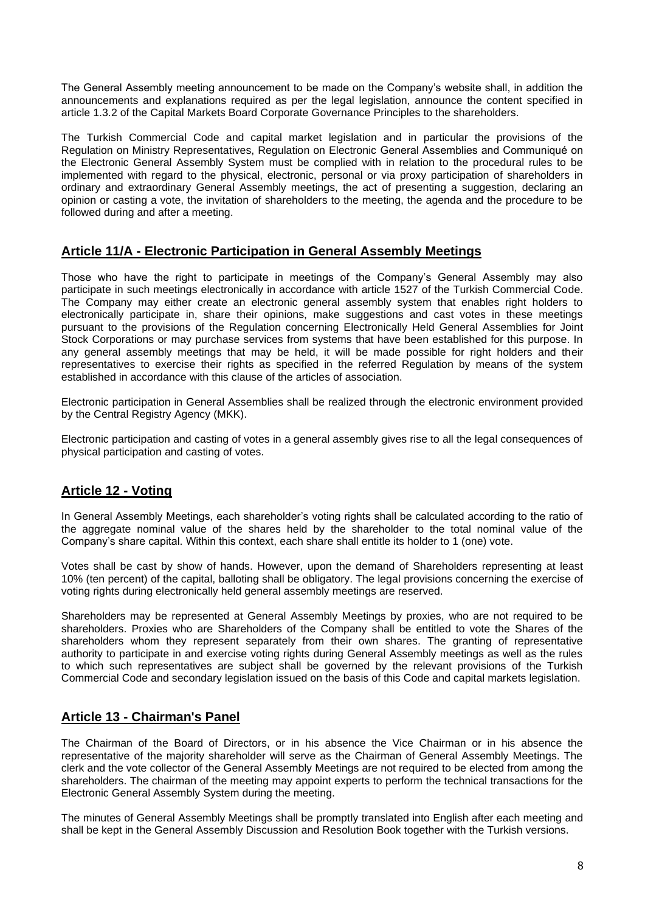The General Assembly meeting announcement to be made on the Company's website shall, in addition the announcements and explanations required as per the legal legislation, announce the content specified in article 1.3.2 of the Capital Markets Board Corporate Governance Principles to the shareholders.

The Turkish Commercial Code and capital market legislation and in particular the provisions of the Regulation on Ministry Representatives, Regulation on Electronic General Assemblies and Communiqué on the Electronic General Assembly System must be complied with in relation to the procedural rules to be implemented with regard to the physical, electronic, personal or via proxy participation of shareholders in ordinary and extraordinary General Assembly meetings, the act of presenting a suggestion, declaring an opinion or casting a vote, the invitation of shareholders to the meeting, the agenda and the procedure to be followed during and after a meeting.

## Article 11/A - Electronic Participation in General Assembly Meetings

Those who have the right to participate in meetings of the Company's General Assembly may also participate in such meetings electronically in accordance with article 1527 of the Turkish Commercial Code. The Company may either create an electronic general assembly system that enables right holders to electronically participate in, share their opinions, make suggestions and cast votes in these meetings pursuant to the provisions of the Regulation concerning Electronically Held General Assemblies for Joint Stock Corporations or may purchase services from systems that have been established for this purpose. In any general assembly meetings that may be held, it will be made possible for right holders and their representatives to exercise their rights as specified in the referred Regulation by means of the system established in accordance with this clause of the articles of association.

Electronic participation in General Assemblies shall be realized through the electronic environment provided by the Central Registry Agency (MKK).

Electronic participation and casting of votes in a general assembly gives rise to all the legal consequences of physical participation and casting of votes.

## Article 12 - Voting

In General Assembly Meetings, each shareholder's voting rights shall be calculated according to the ratio of the aggregate nominal value of the shares held by the shareholder to the total nominal value of the Company's share capital. Within this context, each share shall entitle its holder to 1 (one) vote.

Votes shall be cast by show of hands. However, upon the demand of Shareholders representing at least 10% (ten percent) of the capital, balloting shall be obligatory. The legal provisions concerning the exercise of voting rights during electronically held general assembly meetings are reserved.

Shareholders may be represented at General Assembly Meetings by proxies, who are not required to be shareholders. Proxies who are Shareholders of the Company shall be entitled to vote the Shares of the shareholders whom they represent separately from their own shares. The granting of representative authority to participate in and exercise voting rights during General Assembly meetings as well as the rules to which such representatives are subject shall be governed by the relevant provisions of the Turkish Commercial Code and secondary legislation issued on the basis of this Code and capital markets legislation.

## Article 13 - Chairman's Panel

The Chairman of the Board of Directors, or in his absence the Vice Chairman or in his absence the representative of the majority shareholder will serve as the Chairman of General Assembly Meetings. The clerk and the vote collector of the General Assembly Meetings are not required to be elected from among the shareholders. The chairman of the meeting may appoint experts to perform the technical transactions for the Electronic General Assembly System during the meeting.

The minutes of General Assembly Meetings shall be promptly translated into English after each meeting and shall be kept in the General Assembly Discussion and Resolution Book together with the Turkish versions.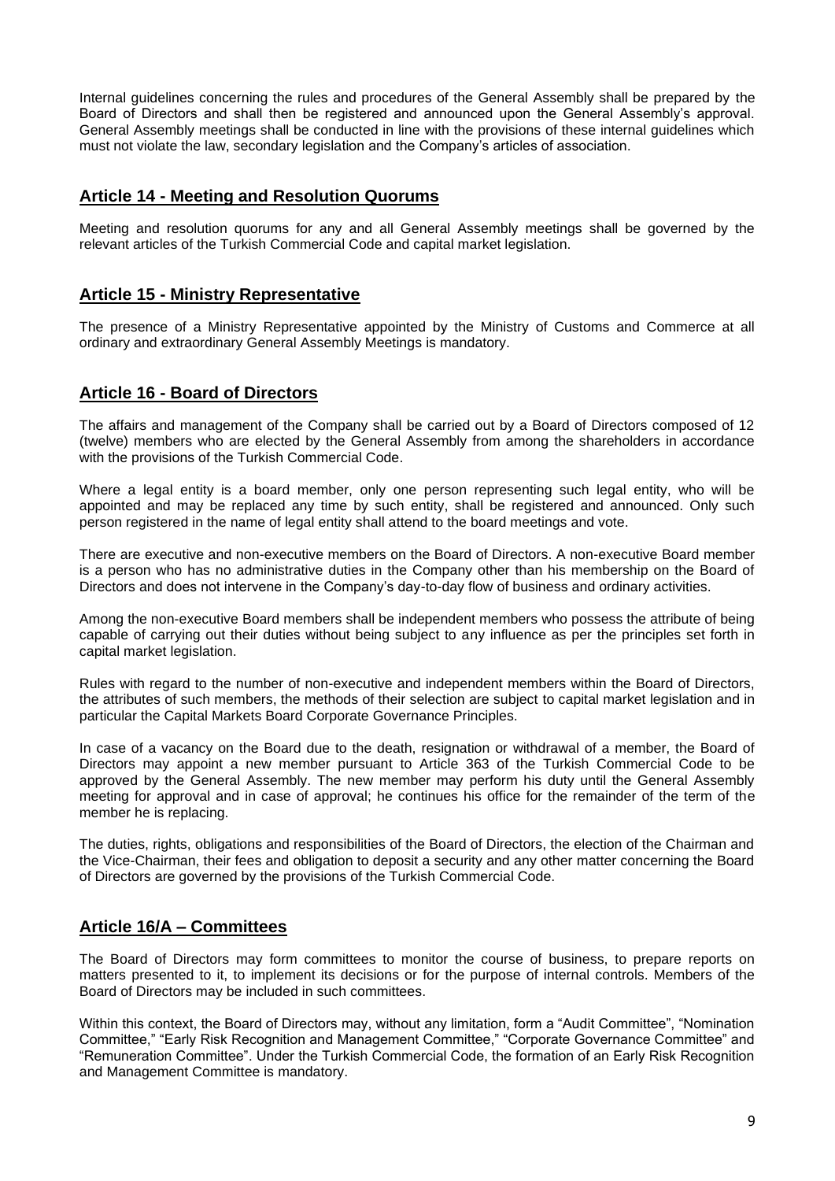Internal guidelines concerning the rules and procedures of the General Assembly shall be prepared by the Board of Directors and shall then be registered and announced upon the General Assembly's approval. General Assembly meetings shall be conducted in line with the provisions of these internal guidelines which must not violate the law, secondary legislation and the Company's articles of association.

## Article 14 - Meeting and Resolution Quorums

Meeting and resolution quorums for any and all General Assembly meetings shall be governed by the relevant articles of the Turkish Commercial Code and capital market legislation.

## Article 15 - Ministry Representative

The presence of a Ministry Representative appointed by the Ministry of Customs and Commerce at all ordinary and extraordinary General Assembly Meetings is mandatory.

## Article 16 - Board of Directors

The affairs and management of the Company shall be carried out by a Board of Directors composed of 12 (twelve) members who are elected by the General Assembly from among the shareholders in accordance with the provisions of the Turkish Commercial Code.

Where a legal entity is a board member, only one person representing such legal entity, who will be appointed and may be replaced any time by such entity, shall be registered and announced. Only such person registered in the name of legal entity shall attend to the board meetings and vote.

There are executive and non-executive members on the Board of Directors. A non-executive Board member is a person who has no administrative duties in the Company other than his membership on the Board of Directors and does not intervene in the Company's day-to-day flow of business and ordinary activities.

Among the non-executive Board members shall be independent members who possess the attribute of being capable of carrying out their duties without being subject to any influence as per the principles set forth in capital market legislation.

Rules with regard to the number of non-executive and independent members within the Board of Directors, the attributes of such members, the methods of their selection are subject to capital market legislation and in particular the Capital Markets Board Corporate Governance Principles.

In case of a vacancy on the Board due to the death, resignation or withdrawal of a member, the Board of Directors may appoint a new member pursuant to Article 363 of the Turkish Commercial Code to be approved by the General Assembly. The new member may perform his duty until the General Assembly meeting for approval and in case of approval; he continues his office for the remainder of the term of the member he is replacing.

The duties, rights, obligations and responsibilities of the Board of Directors, the election of the Chairman and the Vice-Chairman, their fees and obligation to deposit a security and any other matter concerning the Board of Directors are governed by the provisions of the Turkish Commercial Code.

## Article 16/A – Committees

The Board of Directors may form committees to monitor the course of business, to prepare reports on matters presented to it, to implement its decisions or for the purpose of internal controls. Members of the Board of Directors may be included in such committees.

Within this context, the Board of Directors may, without any limitation, form a "Audit Committee", "Nomination Committee," "Early Risk Recognition and Management Committee," "Corporate Governance Committee" and "Remuneration Committee". Under the Turkish Commercial Code, the formation of an Early Risk Recognition and Management Committee is mandatory.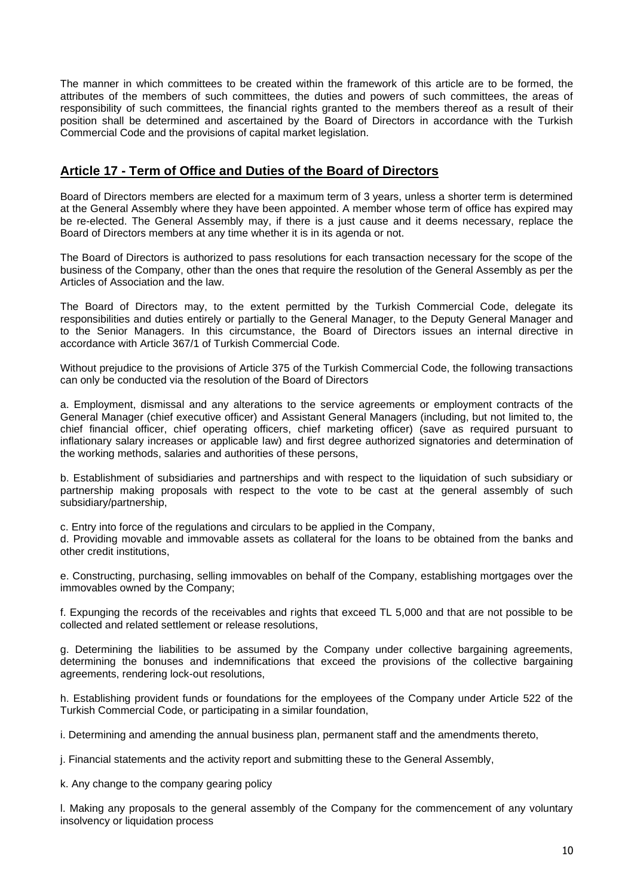The manner in which committees to be created within the framework of this article are to be formed, the attributes of the members of such committees, the duties and powers of such committees, the areas of responsibility of such committees, the financial rights granted to the members thereof as a result of their position shall be determined and ascertained by the Board of Directors in accordance with the Turkish Commercial Code and the provisions of capital market legislation.

## Article 17 - Term of Office and Duties of the Board of Directors

Board of Directors members are elected for a maximum term of 3 years, unless a shorter term is determined at the General Assembly where they have been appointed. A member whose term of office has expired may be re-elected. The General Assembly may, if there is a just cause and it deems necessary, replace the Board of Directors members at any time whether it is in its agenda or not.

The Board of Directors is authorized to pass resolutions for each transaction necessary for the scope of the business of the Company, other than the ones that require the resolution of the General Assembly as per the Articles of Association and the law.

The Board of Directors may, to the extent permitted by the Turkish Commercial Code, delegate its responsibilities and duties entirely or partially to the General Manager, to the Deputy General Manager and to the Senior Managers. In this circumstance, the Board of Directors issues an internal directive in accordance with Article 367/1 of Turkish Commercial Code.

Without prejudice to the provisions of Article 375 of the Turkish Commercial Code, the following transactions can only be conducted via the resolution of the Board of Directors

a. Employment, dismissal and any alterations to the service agreements or employment contracts of the General Manager (chief executive officer) and Assistant General Managers (including, but not limited to, the chief financial officer, chief operating officers, chief marketing officer) (save as required pursuant to inflationary salary increases or applicable law) and first degree authorized signatories and determination of the working methods, salaries and authorities of these persons,

b. Establishment of subsidiaries and partnerships and with respect to the liquidation of such subsidiary or partnership making proposals with respect to the vote to be cast at the general assembly of such subsidiary/partnership,

c. Entry into force of the regulations and circulars to be applied in the Company,

d. Providing movable and immovable assets as collateral for the loans to be obtained from the banks and other credit institutions,

e. Constructing, purchasing, selling immovables on behalf of the Company, establishing mortgages over the immovables owned by the Company;

f. Expunging the records of the receivables and rights that exceed TL 5,000 and that are not possible to be collected and related settlement or release resolutions,

g. Determining the liabilities to be assumed by the Company under collective bargaining agreements, determining the bonuses and indemnifications that exceed the provisions of the collective bargaining agreements, rendering lock-out resolutions,

h. Establishing provident funds or foundations for the employees of the Company under Article 522 of the Turkish Commercial Code, or participating in a similar foundation,

i. Determining and amending the annual business plan, permanent staff and the amendments thereto,

j. Financial statements and the activity report and submitting these to the General Assembly,

k. Any change to the company gearing policy

l. Making any proposals to the general assembly of the Company for the commencement of any voluntary insolvency or liquidation process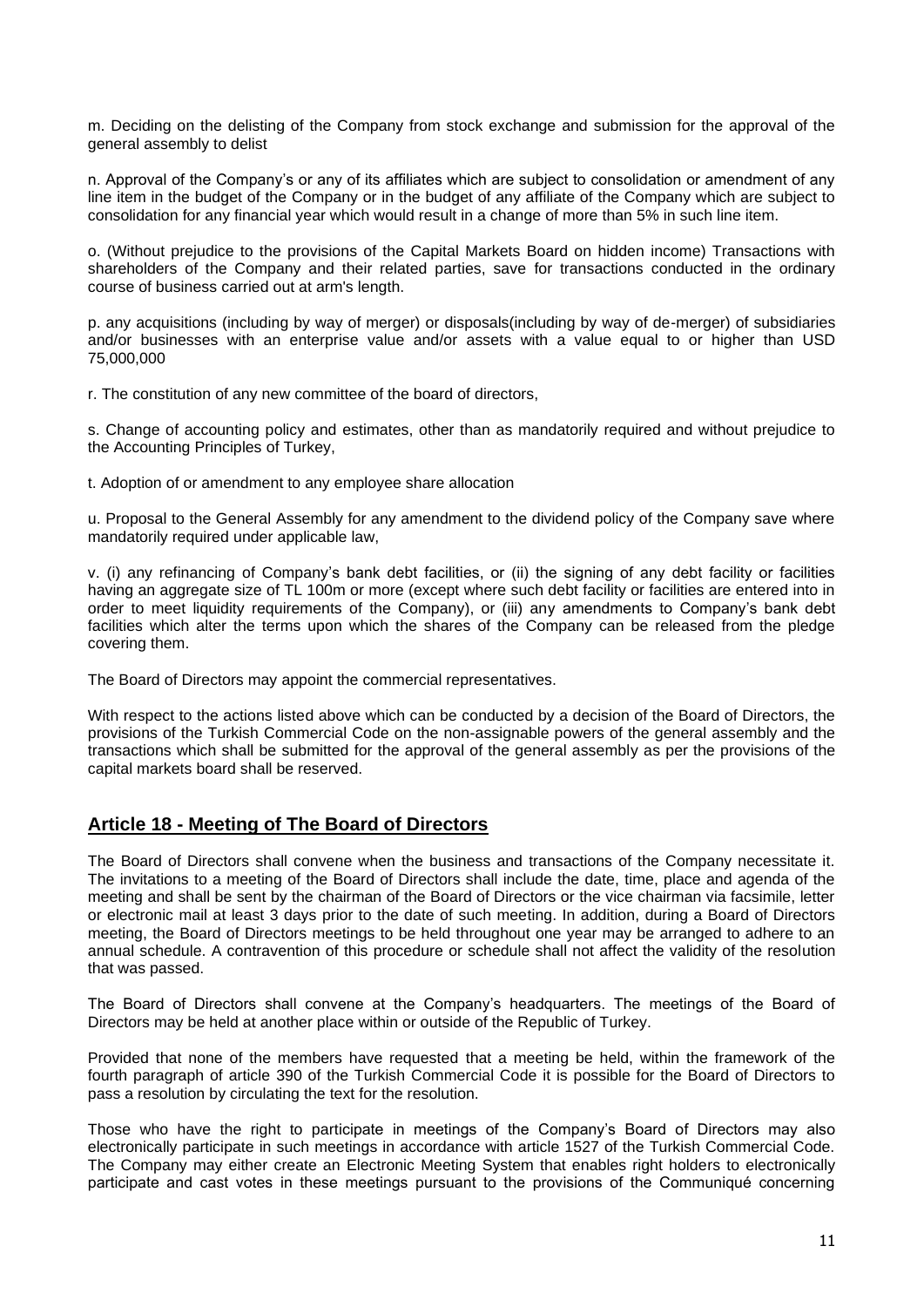m. Deciding on the delisting of the Company from stock exchange and submission for the approval of the general assembly to delist

n. Approval of the Company's or any of its affiliates which are subject to consolidation or amendment of any line item in the budget of the Company or in the budget of any affiliate of the Company which are subject to consolidation for any financial year which would result in a change of more than 5% in such line item.

o. (Without prejudice to the provisions of the Capital Markets Board on hidden income) Transactions with shareholders of the Company and their related parties, save for transactions conducted in the ordinary course of business carried out at arm's length.

p. any acquisitions (including by way of merger) or disposals(including by way of de-merger) of subsidiaries and/or businesses with an enterprise value and/or assets with a value equal to or higher than USD 75,000,000

r. The constitution of any new committee of the board of directors,

s. Change of accounting policy and estimates, other than as mandatorily required and without prejudice to the Accounting Principles of Turkey,

t. Adoption of or amendment to any employee share allocation

u. Proposal to the General Assembly for any amendment to the dividend policy of the Company save where mandatorily required under applicable law,

v. (i) any refinancing of Company's bank debt facilities, or (ii) the signing of any debt facility or facilities having an aggregate size of TL 100m or more (except where such debt facility or facilities are entered into in order to meet liquidity requirements of the Company), or (iii) any amendments to Company's bank debt facilities which alter the terms upon which the shares of the Company can be released from the pledge covering them.

The Board of Directors may appoint the commercial representatives.

With respect to the actions listed above which can be conducted by a decision of the Board of Directors, the provisions of the Turkish Commercial Code on the non-assignable powers of the general assembly and the transactions which shall be submitted for the approval of the general assembly as per the provisions of the capital markets board shall be reserved.

## Article 18 - Meeting of The Board of Directors

The Board of Directors shall convene when the business and transactions of the Company necessitate it. The invitations to a meeting of the Board of Directors shall include the date, time, place and agenda of the meeting and shall be sent by the chairman of the Board of Directors or the vice chairman via facsimile, letter or electronic mail at least 3 days prior to the date of such meeting. In addition, during a Board of Directors meeting, the Board of Directors meetings to be held throughout one year may be arranged to adhere to an annual schedule. A contravention of this procedure or schedule shall not affect the validity of the resolution that was passed.

The Board of Directors shall convene at the Company's headquarters. The meetings of the Board of Directors may be held at another place within or outside of the Republic of Turkey.

Provided that none of the members have requested that a meeting be held, within the framework of the fourth paragraph of article 390 of the Turkish Commercial Code it is possible for the Board of Directors to pass a resolution by circulating the text for the resolution.

Those who have the right to participate in meetings of the Company's Board of Directors may also electronically participate in such meetings in accordance with article 1527 of the Turkish Commercial Code. The Company may either create an Electronic Meeting System that enables right holders to electronically participate and cast votes in these meetings pursuant to the provisions of the Communiqué concerning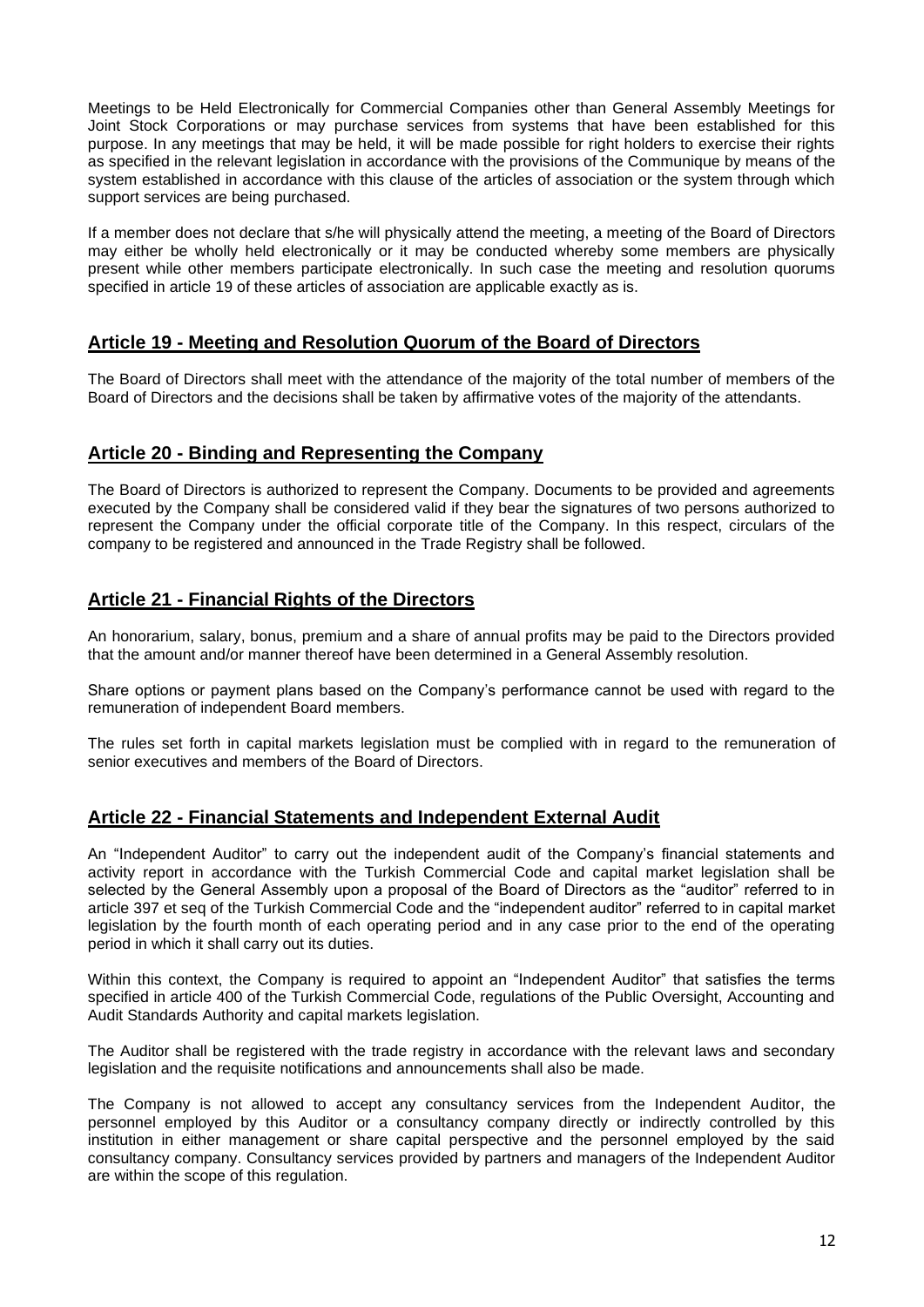Meetings to be Held Electronically for Commercial Companies other than General Assembly Meetings for Joint Stock Corporations or may purchase services from systems that have been established for this purpose. In any meetings that may be held, it will be made possible for right holders to exercise their rights as specified in the relevant legislation in accordance with the provisions of the Communique by means of the system established in accordance with this clause of the articles of association or the system through which support services are being purchased.

If a member does not declare that s/he will physically attend the meeting, a meeting of the Board of Directors may either be wholly held electronically or it may be conducted whereby some members are physically present while other members participate electronically. In such case the meeting and resolution quorums specified in article 19 of these articles of association are applicable exactly as is.

## Article 19 - Meeting and Resolution Quorum of the Board of Directors

The Board of Directors shall meet with the attendance of the majority of the total number of members of the Board of Directors and the decisions shall be taken by affirmative votes of the majority of the attendants.

## Article 20 - Binding and Representing the Company

The Board of Directors is authorized to represent the Company. Documents to be provided and agreements executed by the Company shall be considered valid if they bear the signatures of two persons authorized to represent the Company under the official corporate title of the Company. In this respect, circulars of the company to be registered and announced in the Trade Registry shall be followed.

## Article 21 - Financial Rights of the Directors

An honorarium, salary, bonus, premium and a share of annual profits may be paid to the Directors provided that the amount and/or manner thereof have been determined in a General Assembly resolution.

Share options or payment plans based on the Company's performance cannot be used with regard to the remuneration of independent Board members.

The rules set forth in capital markets legislation must be complied with in regard to the remuneration of senior executives and members of the Board of Directors.

## Article 22 - Financial Statements and Independent External Audit

An "Independent Auditor" to carry out the independent audit of the Company's financial statements and activity report in accordance with the Turkish Commercial Code and capital market legislation shall be selected by the General Assembly upon a proposal of the Board of Directors as the "auditor" referred to in article 397 et seq of the Turkish Commercial Code and the "independent auditor" referred to in capital market legislation by the fourth month of each operating period and in any case prior to the end of the operating period in which it shall carry out its duties.

Within this context, the Company is required to appoint an "Independent Auditor" that satisfies the terms specified in article 400 of the Turkish Commercial Code, regulations of the Public Oversight, Accounting and Audit Standards Authority and capital markets legislation.

The Auditor shall be registered with the trade registry in accordance with the relevant laws and secondary legislation and the requisite notifications and announcements shall also be made.

The Company is not allowed to accept any consultancy services from the Independent Auditor, the personnel employed by this Auditor or a consultancy company directly or indirectly controlled by this institution in either management or share capital perspective and the personnel employed by the said consultancy company. Consultancy services provided by partners and managers of the Independent Auditor are within the scope of this regulation.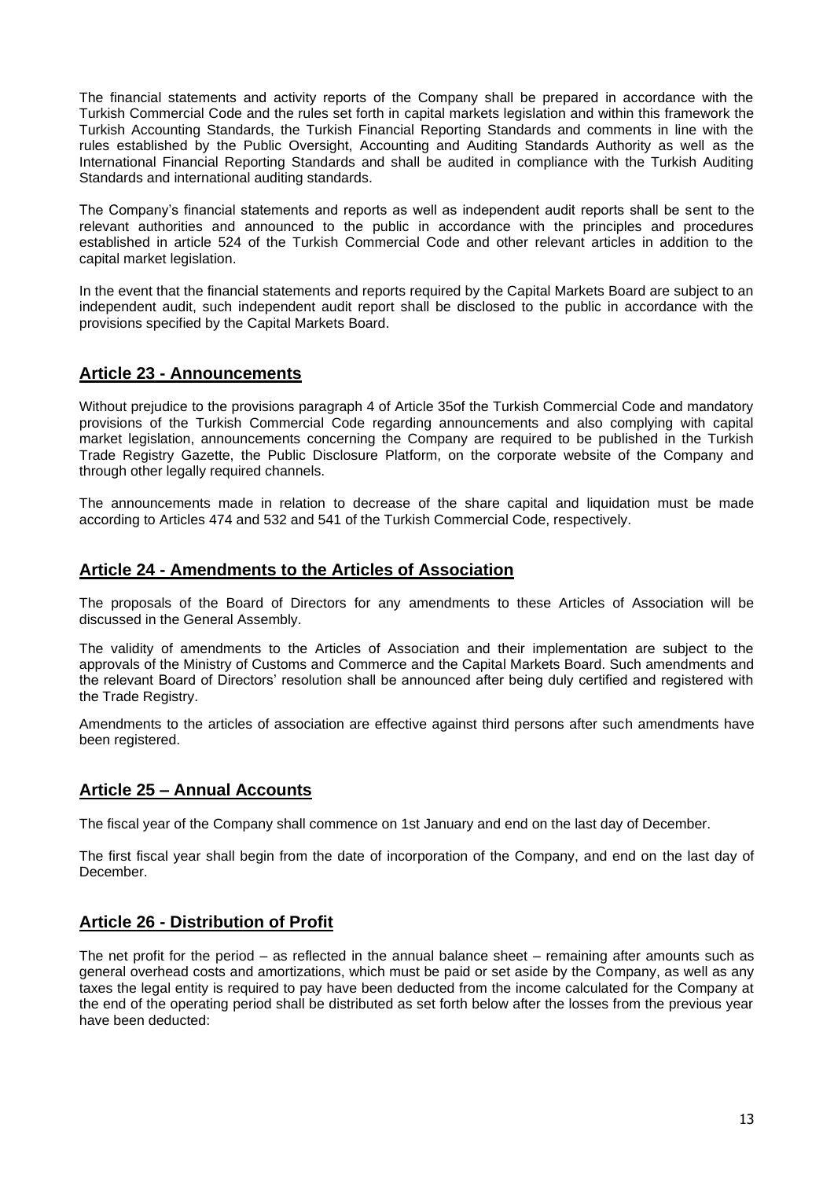The financial statements and activity reports of the Company shall be prepared in accordance with the Turkish Commercial Code and the rules set forth in capital markets legislation and within this framework the Turkish Accounting Standards, the Turkish Financial Reporting Standards and comments in line with the rules established by the Public Oversight, Accounting and Auditing Standards Authority as well as the International Financial Reporting Standards and shall be audited in compliance with the Turkish Auditing Standards and international auditing standards.

The Company's financial statements and reports as well as independent audit reports shall be sent to the relevant authorities and announced to the public in accordance with the principles and procedures established in article 524 of the Turkish Commercial Code and other relevant articles in addition to the capital market legislation.

In the event that the financial statements and reports required by the Capital Markets Board are subject to an independent audit, such independent audit report shall be disclosed to the public in accordance with the provisions specified by the Capital Markets Board.

## Article 23 - Announcements

Without prejudice to the provisions paragraph 4 of Article 35of the Turkish Commercial Code and mandatory provisions of the Turkish Commercial Code regarding announcements and also complying with capital market legislation, announcements concerning the Company are required to be published in the Turkish Trade Registry Gazette, the Public Disclosure Platform, on the corporate website of the Company and through other legally required channels.

The announcements made in relation to decrease of the share capital and liquidation must be made according to Articles 474 and 532 and 541 of the Turkish Commercial Code, respectively.

## Article 24 - Amendments to the Articles of Association

The proposals of the Board of Directors for any amendments to these Articles of Association will be discussed in the General Assembly.

The validity of amendments to the Articles of Association and their implementation are subject to the approvals of the Ministry of Customs and Commerce and the Capital Markets Board. Such amendments and the relevant Board of Directors' resolution shall be announced after being duly certified and registered with the Trade Registry.

Amendments to the articles of association are effective against third persons after such amendments have been registered.

## Article 25 – Annual Accounts

The fiscal year of the Company shall commence on 1st January and end on the last day of December.

The first fiscal year shall begin from the date of incorporation of the Company, and end on the last day of December.

## Article 26 - Distribution of Profit

The net profit for the period – as reflected in the annual balance sheet – remaining after amounts such as general overhead costs and amortizations, which must be paid or set aside by the Company, as well as any taxes the legal entity is required to pay have been deducted from the income calculated for the Company at the end of the operating period shall be distributed as set forth below after the losses from the previous year have been deducted: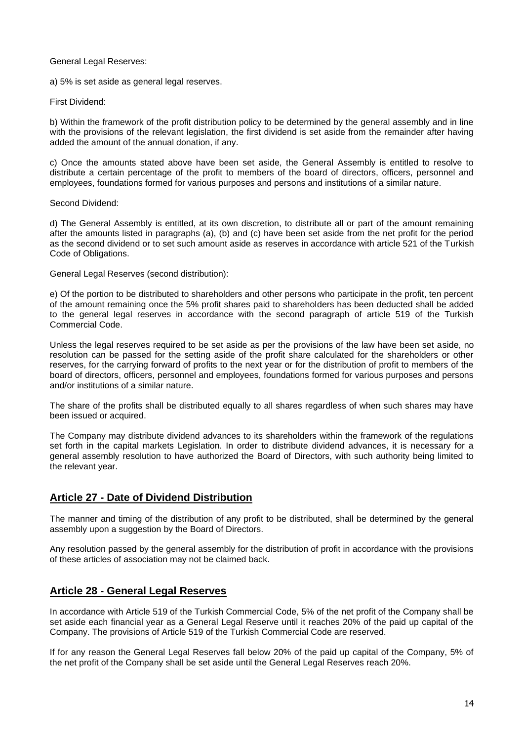General Legal Reserves:

a) 5% is set aside as general legal reserves.

First Dividend:

b) Within the framework of the profit distribution policy to be determined by the general assembly and in line with the provisions of the relevant legislation, the first dividend is set aside from the remainder after having added the amount of the annual donation, if any.

c) Once the amounts stated above have been set aside, the General Assembly is entitled to resolve to distribute a certain percentage of the profit to members of the board of directors, officers, personnel and employees, foundations formed for various purposes and persons and institutions of a similar nature.

Second Dividend:

d) The General Assembly is entitled, at its own discretion, to distribute all or part of the amount remaining after the amounts listed in paragraphs (a), (b) and (c) have been set aside from the net profit for the period as the second dividend or to set such amount aside as reserves in accordance with article 521 of the Turkish Code of Obligations.

General Legal Reserves (second distribution):

e) Of the portion to be distributed to shareholders and other persons who participate in the profit, ten percent of the amount remaining once the 5% profit shares paid to shareholders has been deducted shall be added to the general legal reserves in accordance with the second paragraph of article 519 of the Turkish Commercial Code.

Unless the legal reserves required to be set aside as per the provisions of the law have been set aside, no resolution can be passed for the setting aside of the profit share calculated for the shareholders or other reserves, for the carrying forward of profits to the next year or for the distribution of profit to members of the board of directors, officers, personnel and employees, foundations formed for various purposes and persons and/or institutions of a similar nature.

The share of the profits shall be distributed equally to all shares regardless of when such shares may have been issued or acquired.

The Company may distribute dividend advances to its shareholders within the framework of the regulations set forth in the capital markets Legislation. In order to distribute dividend advances, it is necessary for a general assembly resolution to have authorized the Board of Directors, with such authority being limited to the relevant year.

## Article 27 - Date of Dividend Distribution

The manner and timing of the distribution of any profit to be distributed, shall be determined by the general assembly upon a suggestion by the Board of Directors.

Any resolution passed by the general assembly for the distribution of profit in accordance with the provisions of these articles of association may not be claimed back.

## Article 28 - General Legal Reserves

In accordance with Article 519 of the Turkish Commercial Code, 5% of the net profit of the Company shall be set aside each financial year as a General Legal Reserve until it reaches 20% of the paid up capital of the Company. The provisions of Article 519 of the Turkish Commercial Code are reserved.

If for any reason the General Legal Reserves fall below 20% of the paid up capital of the Company, 5% of the net profit of the Company shall be set aside until the General Legal Reserves reach 20%.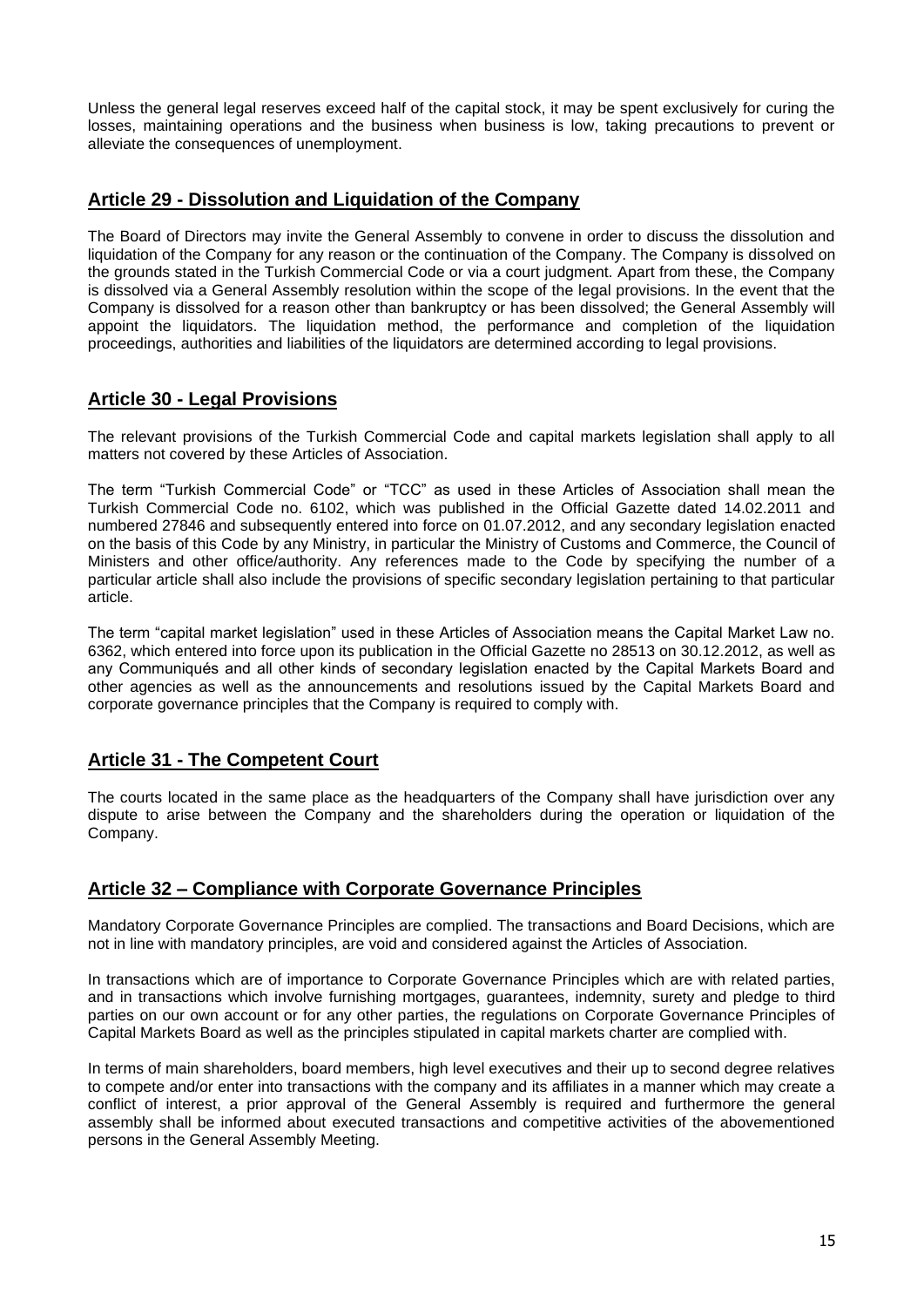Unless the general legal reserves exceed half of the capital stock, it may be spent exclusively for curing the losses, maintaining operations and the business when business is low, taking precautions to prevent or alleviate the consequences of unemployment.

## Article 29 - Dissolution and Liquidation of the Company

The Board of Directors may invite the General Assembly to convene in order to discuss the dissolution and liquidation of the Company for any reason or the continuation of the Company. The Company is dissolved on the grounds stated in the Turkish Commercial Code or via a court judgment. Apart from these, the Company is dissolved via a General Assembly resolution within the scope of the legal provisions. In the event that the Company is dissolved for a reason other than bankruptcy or has been dissolved; the General Assembly will appoint the liquidators. The liquidation method, the performance and completion of the liquidation proceedings, authorities and liabilities of the liquidators are determined according to legal provisions.

## Article 30 - Legal Provisions

The relevant provisions of the Turkish Commercial Code and capital markets legislation shall apply to all matters not covered by these Articles of Association.

The term "Turkish Commercial Code" or "TCC" as used in these Articles of Association shall mean the Turkish Commercial Code no. 6102, which was published in the Official Gazette dated 14.02.2011 and numbered 27846 and subsequently entered into force on 01.07.2012, and any secondary legislation enacted on the basis of this Code by any Ministry, in particular the Ministry of Customs and Commerce, the Council of Ministers and other office/authority. Any references made to the Code by specifying the number of a particular article shall also include the provisions of specific secondary legislation pertaining to that particular article.

The term "capital market legislation" used in these Articles of Association means the Capital Market Law no. 6362, which entered into force upon its publication in the Official Gazette no 28513 on 30.12.2012, as well as any Communiqués and all other kinds of secondary legislation enacted by the Capital Markets Board and other agencies as well as the announcements and resolutions issued by the Capital Markets Board and corporate governance principles that the Company is required to comply with.

## Article 31 - The Competent Court

The courts located in the same place as the headquarters of the Company shall have jurisdiction over any dispute to arise between the Company and the shareholders during the operation or liquidation of the Company.

## Article 32 – Compliance with Corporate Governance Principles

Mandatory Corporate Governance Principles are complied. The transactions and Board Decisions, which are not in line with mandatory principles, are void and considered against the Articles of Association.

In transactions which are of importance to Corporate Governance Principles which are with related parties, and in transactions which involve furnishing mortgages, guarantees, indemnity, surety and pledge to third parties on our own account or for any other parties, the regulations on Corporate Governance Principles of Capital Markets Board as well as the principles stipulated in capital markets charter are complied with.

In terms of main shareholders, board members, high level executives and their up to second degree relatives to compete and/or enter into transactions with the company and its affiliates in a manner which may create a conflict of interest, a prior approval of the General Assembly is required and furthermore the general assembly shall be informed about executed transactions and competitive activities of the abovementioned persons in the General Assembly Meeting.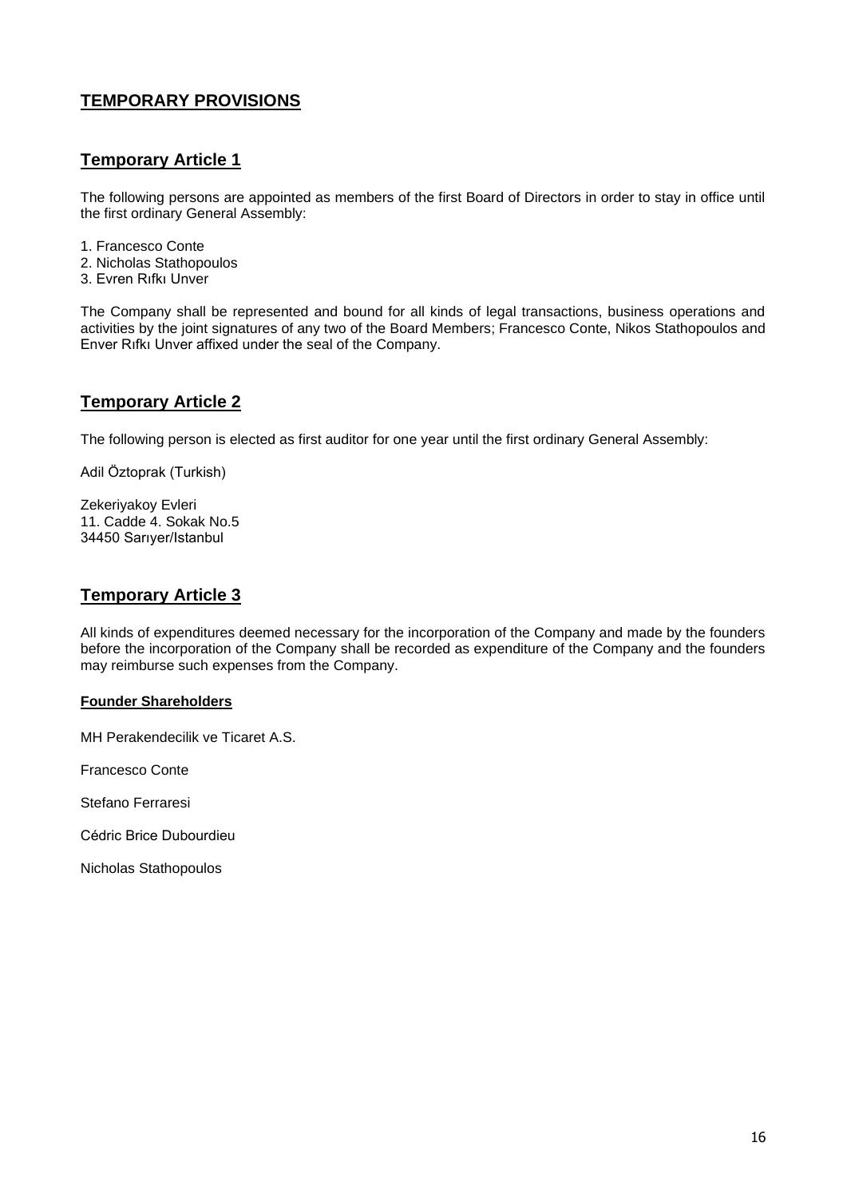## TEMPORARY PROVISIONS

### Temporary Article 1

The following persons are appointed as members of the first Board of Directors in order to stay in office until the first ordinary General Assembly:

1. Francesco Conte
2. Nicholas Stathopoulos
3. Evren Rıfkı Unver

The Company shall be represented and bound for all kinds of legal transactions, business operations and activities by the joint signatures of any two of the Board Members; Francesco Conte, Nikos Stathopoulos and Enver Rıfkı Unver affixed under the seal of the Company.

### Temporary Article 2

The following person is elected as first auditor for one year until the first ordinary General Assembly:

Adil Öztoprak (Turkish)

Zekeriyakoy Evleri
11. Cadde 4. Sokak No.5
34450 Sarıyer/Istanbul

### Temporary Article 3

All kinds of expenditures deemed necessary for the incorporation of the Company and made by the founders before the incorporation of the Company shall be recorded as expenditure of the Company and the founders may reimburse such expenses from the Company.

**Founder Shareholders**

MH Perakendecilik ve Ticaret A.S.

Francesco Conte

Stefano Ferraresi

Cédric Brice Dubourdieu

Nicholas Stathopoulos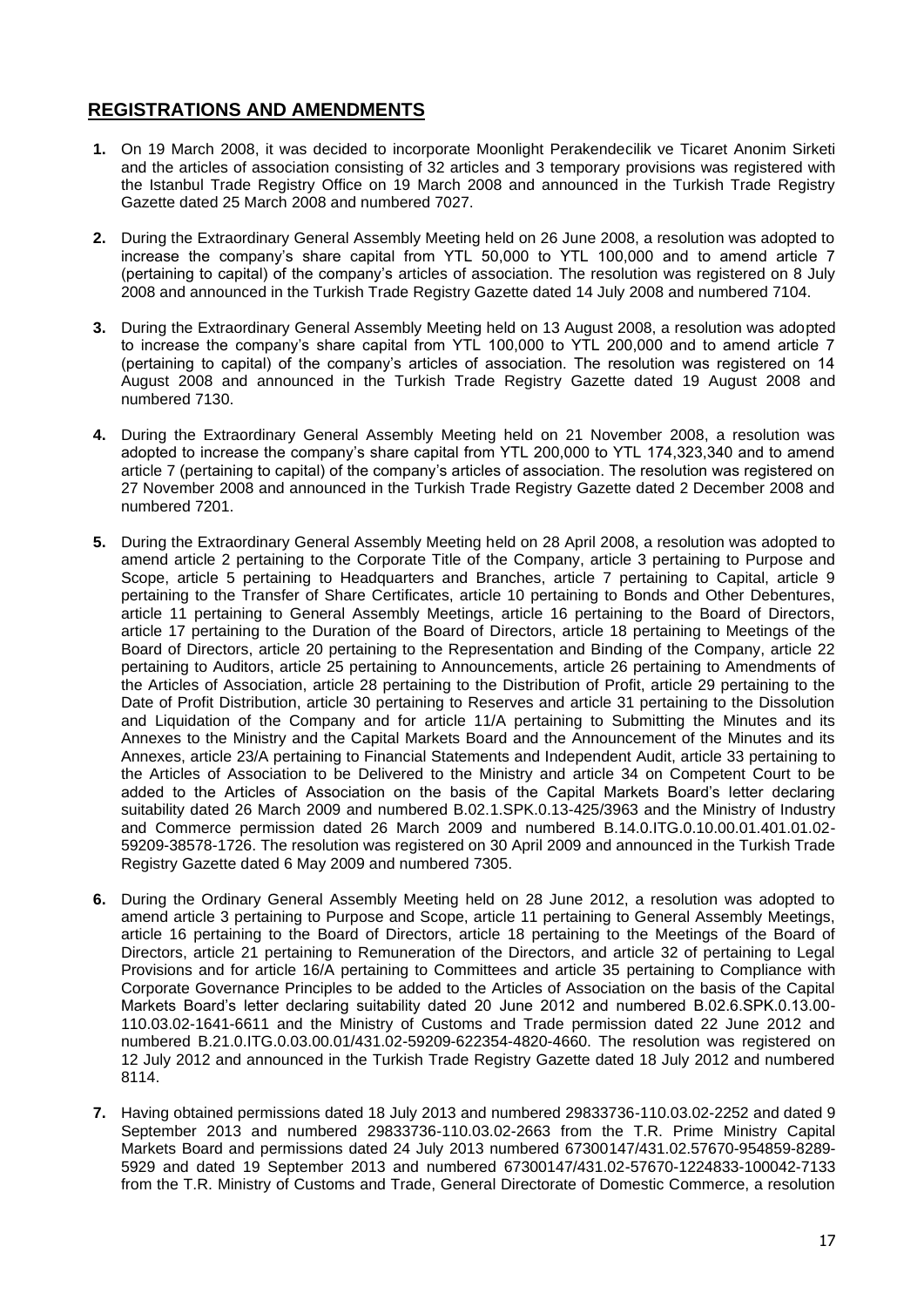## REGISTRATIONS AND AMENDMENTS

1. On 19 March 2008, it was decided to incorporate Moonlight Perakendecilik ve Ticaret Anonim Sirketi and the articles of association consisting of 32 articles and 3 temporary provisions was registered with the Istanbul Trade Registry Office on 19 March 2008 and announced in the Turkish Trade Registry Gazette dated 25 March 2008 and numbered 7027.

2. During the Extraordinary General Assembly Meeting held on 26 June 2008, a resolution was adopted to increase the company's share capital from YTL 50,000 to YTL 100,000 and to amend article 7 (pertaining to capital) of the company's articles of association. The resolution was registered on 8 July 2008 and announced in the Turkish Trade Registry Gazette dated 14 July 2008 and numbered 7104.

3. During the Extraordinary General Assembly Meeting held on 13 August 2008, a resolution was adopted to increase the company's share capital from YTL 100,000 to YTL 200,000 and to amend article 7 (pertaining to capital) of the company's articles of association. The resolution was registered on 14 August 2008 and announced in the Turkish Trade Registry Gazette dated 19 August 2008 and numbered 7130.

4. During the Extraordinary General Assembly Meeting held on 21 November 2008, a resolution was adopted to increase the company's share capital from YTL 200,000 to YTL 174,323,340 and to amend article 7 (pertaining to capital) of the company's articles of association. The resolution was registered on 27 November 2008 and announced in the Turkish Trade Registry Gazette dated 2 December 2008 and numbered 7201.

5. During the Extraordinary General Assembly Meeting held on 28 April 2008, a resolution was adopted to amend article 2 pertaining to the Corporate Title of the Company, article 3 pertaining to Purpose and Scope, article 5 pertaining to Headquarters and Branches, article 7 pertaining to Capital, article 9 pertaining to the Transfer of Share Certificates, article 10 pertaining to Bonds and Other Debentures, article 11 pertaining to General Assembly Meetings, article 16 pertaining to the Board of Directors, article 17 pertaining to the Duration of the Board of Directors, article 18 pertaining to Meetings of the Board of Directors, article 20 pertaining to the Representation and Binding of the Company, article 22 pertaining to Auditors, article 25 pertaining to Announcements, article 26 pertaining to Amendments of the Articles of Association, article 28 pertaining to the Distribution of Profit, article 29 pertaining to the Date of Profit Distribution, article 30 pertaining to Reserves and article 31 pertaining to the Dissolution and Liquidation of the Company and for article 11/A pertaining to Submitting the Minutes and its Annexes to the Ministry and the Capital Markets Board and the Announcement of the Minutes and its Annexes, article 23/A pertaining to Financial Statements and Independent Audit, article 33 pertaining to the Articles of Association to be Delivered to the Ministry and article 34 on Competent Court to be added to the Articles of Association on the basis of the Capital Markets Board's letter declaring suitability dated 26 March 2009 and numbered B.02.1.SPK.0.13-425/3963 and the Ministry of Industry and Commerce permission dated 26 March 2009 and numbered B.14.0.ITG.0.10.00.01.401.01.02-59209-38578-1726. The resolution was registered on 30 April 2009 and announced in the Turkish Trade Registry Gazette dated 6 May 2009 and numbered 7305.

6. During the Ordinary General Assembly Meeting held on 28 June 2012, a resolution was adopted to amend article 3 pertaining to Purpose and Scope, article 11 pertaining to General Assembly Meetings, article 16 pertaining to the Board of Directors, article 18 pertaining to the Meetings of the Board of Directors, article 21 pertaining to Remuneration of the Directors, and article 32 of pertaining to Legal Provisions and for article 16/A pertaining to Committees and article 35 pertaining to Compliance with Corporate Governance Principles to be added to the Articles of Association on the basis of the Capital Markets Board's letter declaring suitability dated 20 June 2012 and numbered B.02.6.SPK.0.13.00-110.03.02-1641-6611 and the Ministry of Customs and Trade permission dated 22 June 2012 and numbered B.21.0.ITG.0.03.00.01/431.02-59209-622354-4820-4660. The resolution was registered on 12 July 2012 and announced in the Turkish Trade Registry Gazette dated 18 July 2012 and numbered 8114.

7. Having obtained permissions dated 18 July 2013 and numbered 29833736-110.03.02-2252 and dated 9 September 2013 and numbered 29833736-110.03.02-2663 from the T.R. Prime Ministry Capital Markets Board and permissions dated 24 July 2013 numbered 67300147/431.02.57670-954859-8289-5929 and dated 19 September 2013 and numbered 67300147/431.02-57670-1224833-100042-7133 from the T.R. Ministry of Customs and Trade, General Directorate of Domestic Commerce, a resolution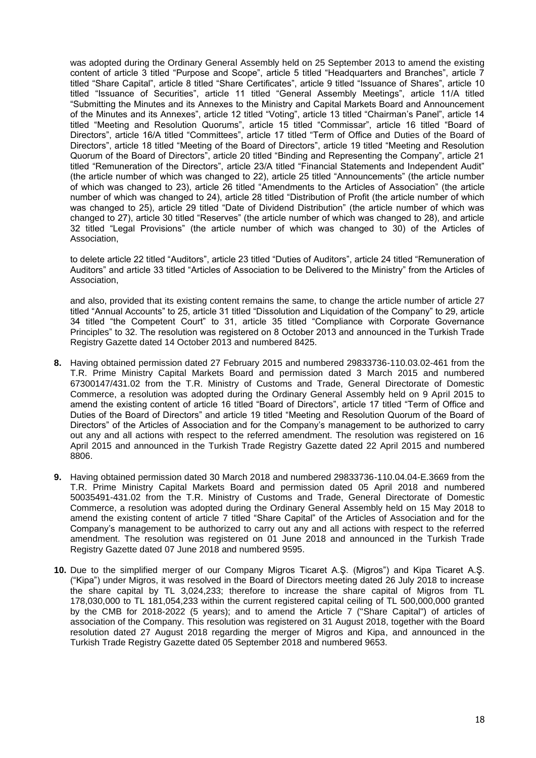was adopted during the Ordinary General Assembly held on 25 September 2013 to amend the existing content of article 3 titled "Purpose and Scope", article 5 titled "Headquarters and Branches", article 7 titled "Share Capital", article 8 titled "Share Certificates", article 9 titled "Issuance of Shares", article 10 titled "Issuance of Securities", article 11 titled "General Assembly Meetings", article 11/A titled "Submitting the Minutes and its Annexes to the Ministry and Capital Markets Board and Announcement of the Minutes and its Annexes", article 12 titled "Voting", article 13 titled "Chairman's Panel", article 14 titled "Meeting and Resolution Quorums", article 15 titled "Commissar", article 16 titled "Board of Directors", article 16/A titled "Committees", article 17 titled "Term of Office and Duties of the Board of Directors", article 18 titled "Meeting of the Board of Directors", article 19 titled "Meeting and Resolution Quorum of the Board of Directors", article 20 titled "Binding and Representing the Company", article 21 titled "Remuneration of the Directors", article 23/A titled "Financial Statements and Independent Audit" (the article number of which was changed to 22), article 25 titled "Announcements" (the article number of which was changed to 23), article 26 titled "Amendments to the Articles of Association" (the article number of which was changed to 24), article 28 titled "Distribution of Profit (the article number of which was changed to 25), article 29 titled "Date of Dividend Distribution" (the article number of which was changed to 27), article 30 titled "Reserves" (the article number of which was changed to 28), and article 32 titled "Legal Provisions" (the article number of which was changed to 30) of the Articles of Association,

to delete article 22 titled "Auditors", article 23 titled "Duties of Auditors", article 24 titled "Remuneration of Auditors" and article 33 titled "Articles of Association to be Delivered to the Ministry" from the Articles of Association,

and also, provided that its existing content remains the same, to change the article number of article 27 titled "Annual Accounts" to 25, article 31 titled "Dissolution and Liquidation of the Company" to 29, article 34 titled "the Competent Court" to 31, article 35 titled "Compliance with Corporate Governance Principles" to 32. The resolution was registered on 8 October 2013 and announced in the Turkish Trade Registry Gazette dated 14 October 2013 and numbered 8425.

**8.** Having obtained permission dated 27 February 2015 and numbered 29833736-110.03.02-461 from the T.R. Prime Ministry Capital Markets Board and permission dated 3 March 2015 and numbered 67300147/431.02 from the T.R. Ministry of Customs and Trade, General Directorate of Domestic Commerce, a resolution was adopted during the Ordinary General Assembly held on 9 April 2015 to amend the existing content of article 16 titled "Board of Directors", article 17 titled "Term of Office and Duties of the Board of Directors" and article 19 titled "Meeting and Resolution Quorum of the Board of Directors" of the Articles of Association and for the Company's management to be authorized to carry out any and all actions with respect to the referred amendment. The resolution was registered on 16 April 2015 and announced in the Turkish Trade Registry Gazette dated 22 April 2015 and numbered 8806.

**9.** Having obtained permission dated 30 March 2018 and numbered 29833736-110.04.04-E.3669 from the T.R. Prime Ministry Capital Markets Board and permission dated 05 April 2018 and numbered 50035491-431.02 from the T.R. Ministry of Customs and Trade, General Directorate of Domestic Commerce, a resolution was adopted during the Ordinary General Assembly held on 15 May 2018 to amend the existing content of article 7 titled "Share Capital" of the Articles of Association and for the Company's management to be authorized to carry out any and all actions with respect to the referred amendment. The resolution was registered on 01 June 2018 and announced in the Turkish Trade Registry Gazette dated 07 June 2018 and numbered 9595.

**10.** Due to the simplified merger of our Company Migros Ticaret A.Ş. (Migros") and Kipa Ticaret A.Ş. ("Kipa") under Migros, it was resolved in the Board of Directors meeting dated 26 July 2018 to increase the share capital by TL 3,024,233; therefore to increase the share capital of Migros from TL 178,030,000 to TL 181,054,233 within the current registered capital ceiling of TL 500,000,000 granted by the CMB for 2018-2022 (5 years); and to amend the Article 7 ("Share Capital") of articles of association of the Company. This resolution was registered on 31 August 2018, together with the Board resolution dated 27 August 2018 regarding the merger of Migros and Kipa, and announced in the Turkish Trade Registry Gazette dated 05 September 2018 and numbered 9653.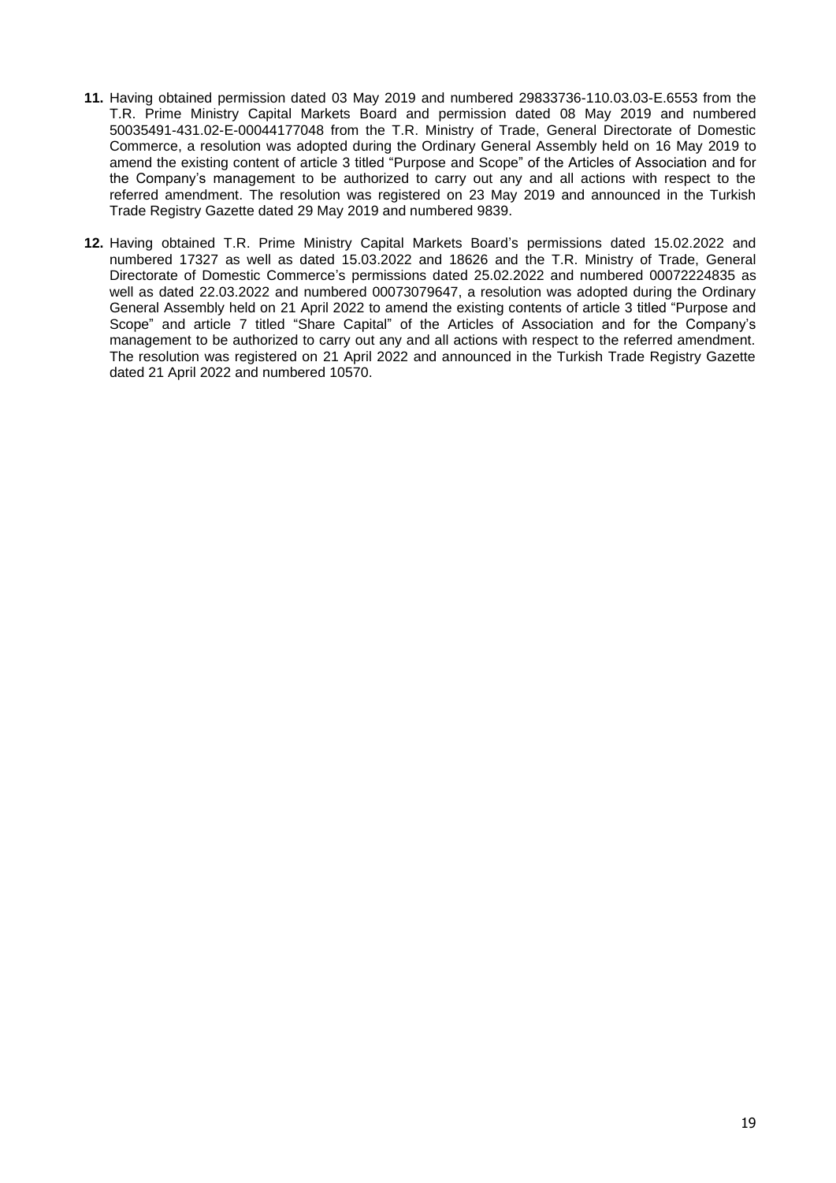**11.** Having obtained permission dated 03 May 2019 and numbered 29833736-110.03.03-E.6553 from the T.R. Prime Ministry Capital Markets Board and permission dated 08 May 2019 and numbered 50035491-431.02-E-00044177048 from the T.R. Ministry of Trade, General Directorate of Domestic Commerce, a resolution was adopted during the Ordinary General Assembly held on 16 May 2019 to amend the existing content of article 3 titled "Purpose and Scope" of the Articles of Association and for the Company's management to be authorized to carry out any and all actions with respect to the referred amendment. The resolution was registered on 23 May 2019 and announced in the Turkish Trade Registry Gazette dated 29 May 2019 and numbered 9839.

**12.** Having obtained T.R. Prime Ministry Capital Markets Board's permissions dated 15.02.2022 and numbered 17327 as well as dated 15.03.2022 and 18626 and the T.R. Ministry of Trade, General Directorate of Domestic Commerce's permissions dated 25.02.2022 and numbered 00072224835 as well as dated 22.03.2022 and numbered 00073079647, a resolution was adopted during the Ordinary General Assembly held on 21 April 2022 to amend the existing contents of article 3 titled "Purpose and Scope" and article 7 titled "Share Capital" of the Articles of Association and for the Company's management to be authorized to carry out any and all actions with respect to the referred amendment. The resolution was registered on 21 April 2022 and announced in the Turkish Trade Registry Gazette dated 21 April 2022 and numbered 10570.